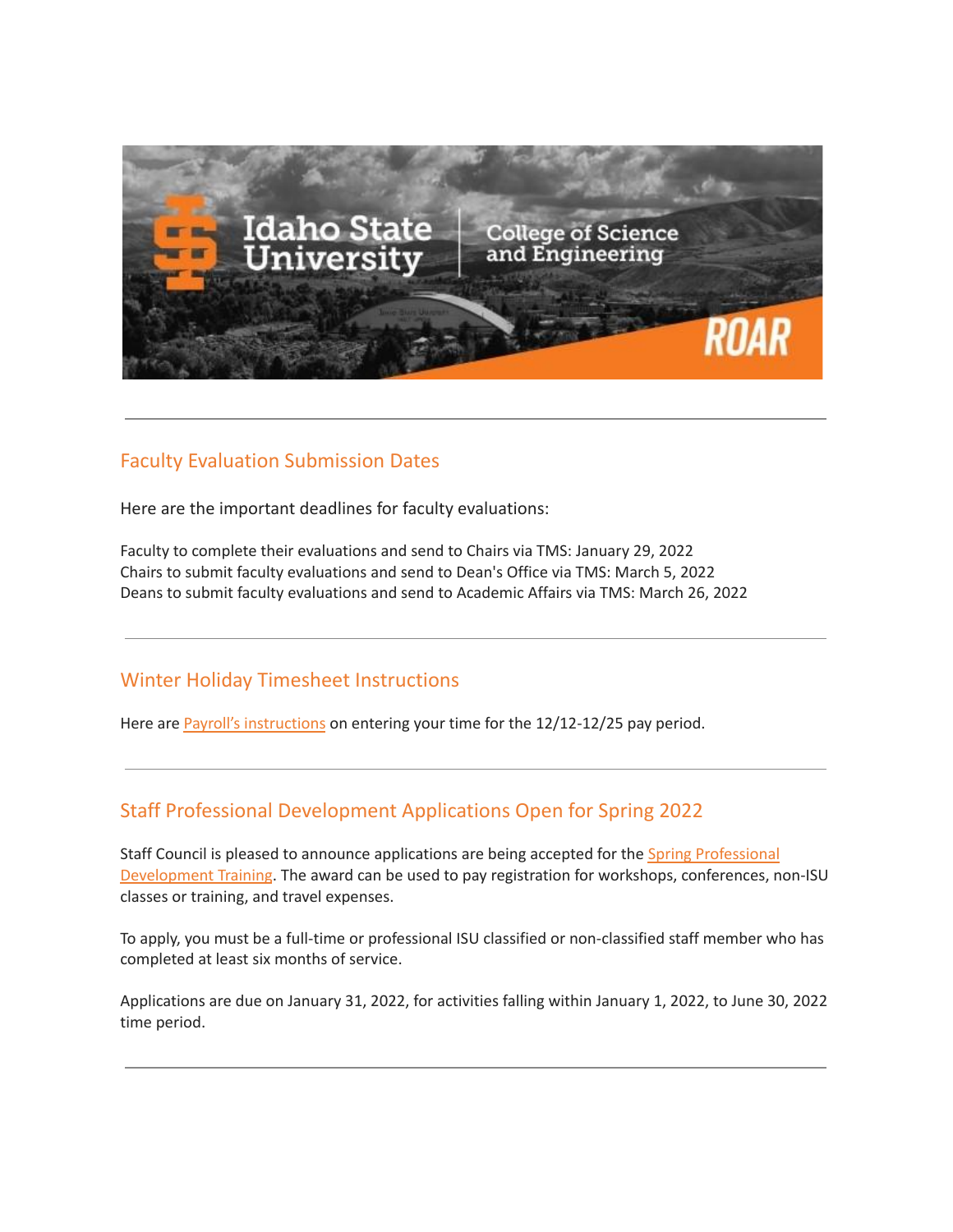## Faculty Evaluation Submission Dates

Here are the important deadlines for faculty evaluations:

Faculty to complete their evaluations and send to Chairs via TMS: January 29, 2022
Chairs to submit faculty evaluations and send to Dean's Office via TMS: March 5, 2022
Deans to submit faculty evaluations and send to Academic Affairs via TMS: March 26, 2022

---

## Winter Holiday Timesheet Instructions

Here are Payroll's instructions on entering your time for the 12/12-12/25 pay period.

---

## Staff Professional Development Applications Open for Spring 2022

Staff Council is pleased to announce applications are being accepted for the Spring Professional Development Training. The award can be used to pay registration for workshops, conferences, non-ISU classes or training, and travel expenses.

To apply, you must be a full-time or professional ISU classified or non-classified staff member who has completed at least six months of service.

Applications are due on January 31, 2022, for activities falling within January 1, 2022, to June 30, 2022 time period.

---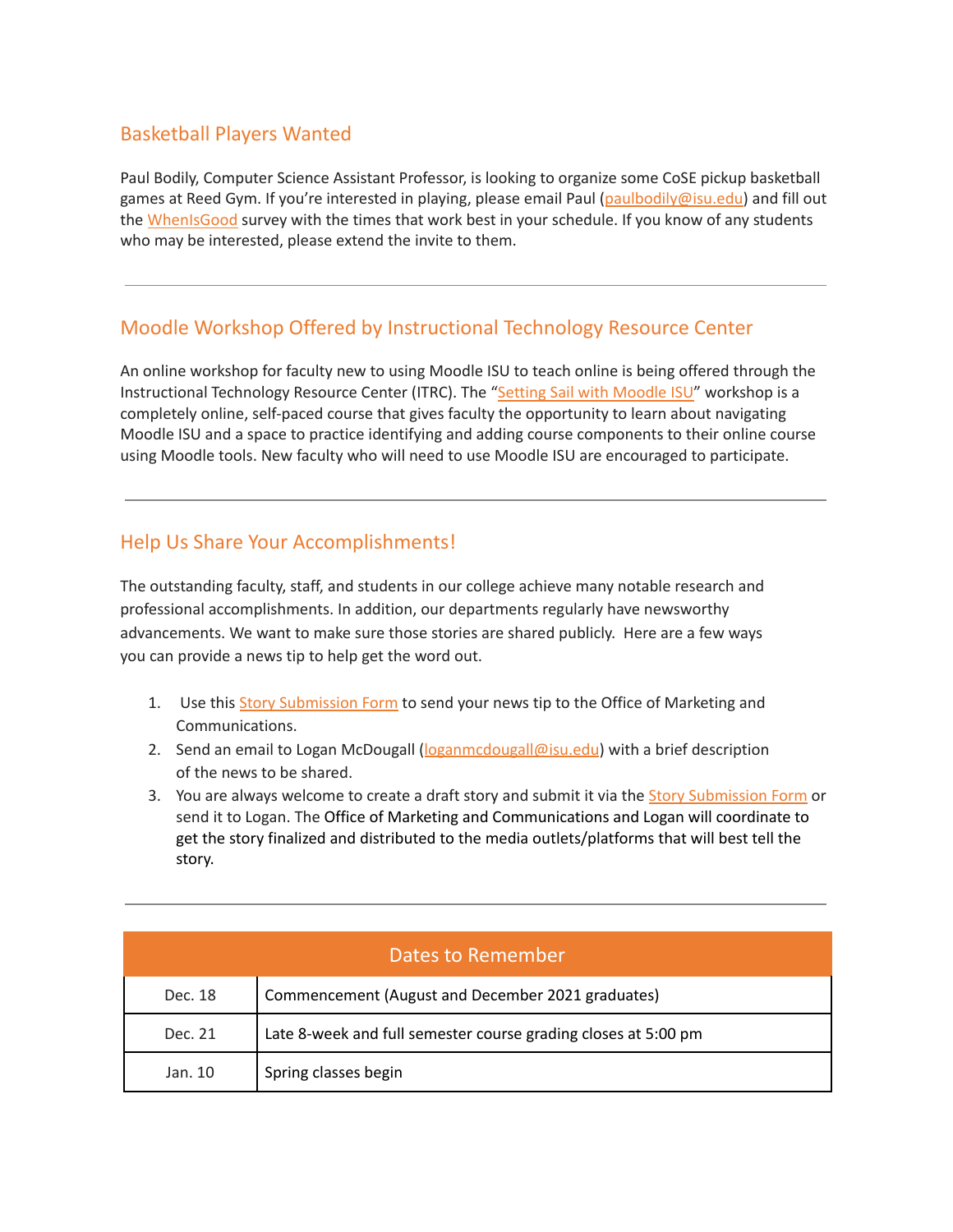## Basketball Players Wanted

Paul Bodily, Computer Science Assistant Professor, is looking to organize some CoSE pickup basketball games at Reed Gym. If you're interested in playing, please email Paul (paulbodily@isu.edu) and fill out the WhenIsGood survey with the times that work best in your schedule. If you know of any students who may be interested, please extend the invite to them.

---

## Moodle Workshop Offered by Instructional Technology Resource Center

An online workshop for faculty new to using Moodle ISU to teach online is being offered through the Instructional Technology Resource Center (ITRC). The "Setting Sail with Moodle ISU" workshop is a completely online, self-paced course that gives faculty the opportunity to learn about navigating Moodle ISU and a space to practice identifying and adding course components to their online course using Moodle tools. New faculty who will need to use Moodle ISU are encouraged to participate.

---

## Help Us Share Your Accomplishments!

The outstanding faculty, staff, and students in our college achieve many notable research and professional accomplishments. In addition, our departments regularly have newsworthy advancements. We want to make sure those stories are shared publicly. Here are a few ways you can provide a news tip to help get the word out.

1. Use this Story Submission Form to send your news tip to the Office of Marketing and Communications.
2. Send an email to Logan McDougall (loganmcdougall@isu.edu) with a brief description of the news to be shared.
3. You are always welcome to create a draft story and submit it via the Story Submission Form or send it to Logan. The Office of Marketing and Communications and Logan will coordinate to get the story finalized and distributed to the media outlets/platforms that will best tell the story.

---

| Dates to Remember | |
|---|---|
| Dec. 18 | Commencement (August and December 2021 graduates) |
| Dec. 21 | Late 8-week and full semester course grading closes at 5:00 pm |
| Jan. 10 | Spring classes begin |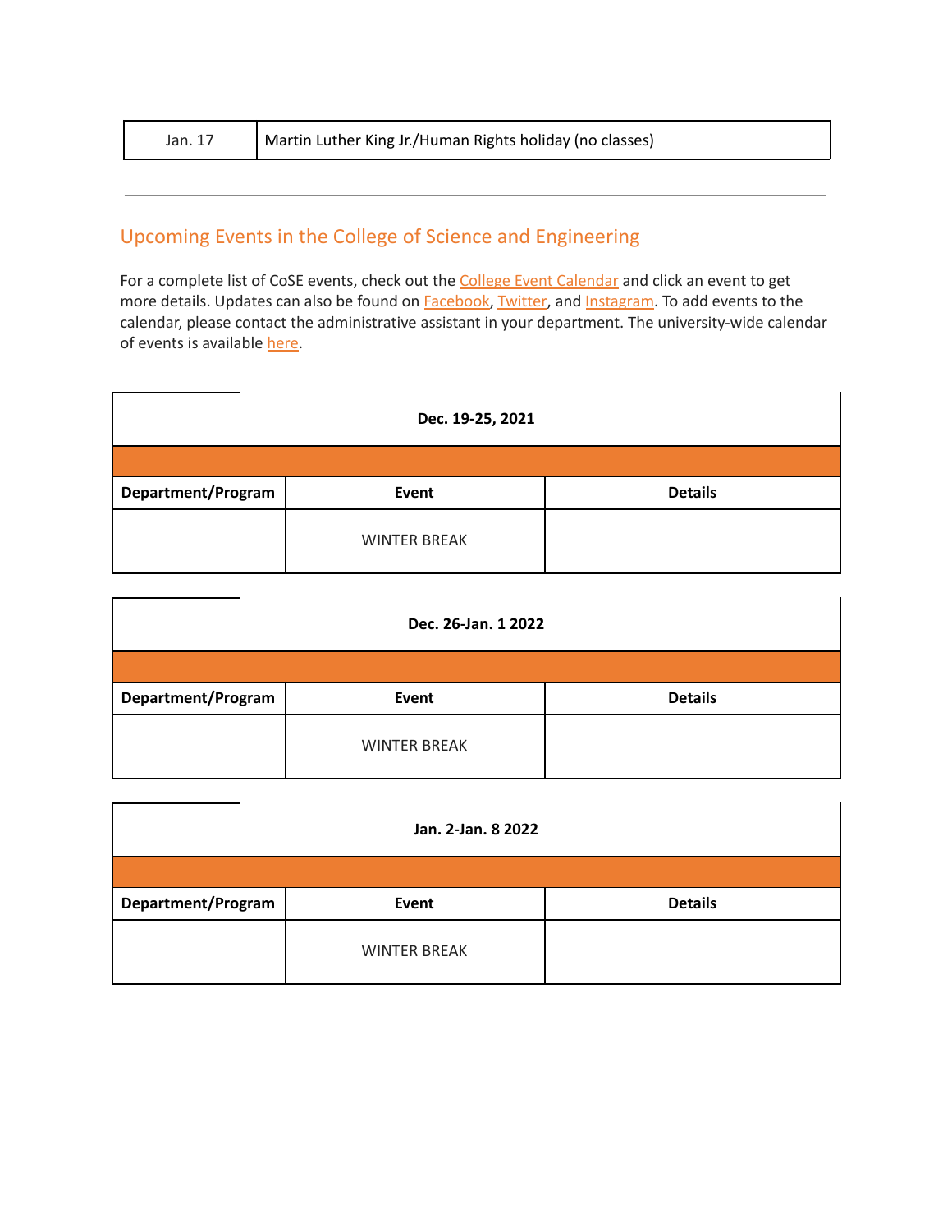| | |
|---|---|
| Jan. 17 | Martin Luther King Jr./Human Rights holiday (no classes) |

---

## Upcoming Events in the College of Science and Engineering

For a complete list of CoSE events, check out the College Event Calendar and click an event to get more details. Updates can also be found on Facebook, Twitter, and Instagram. To add events to the calendar, please contact the administrative assistant in your department. The university-wide calendar of events is available here.

**Dec. 19-25, 2021**

| Department/Program | Event | Details |
|---|---|---|
| | WINTER BREAK | |

**Dec. 26-Jan. 1 2022**

| Department/Program | Event | Details |
|---|---|---|
| | WINTER BREAK | |

**Jan. 2-Jan. 8 2022**

| Department/Program | Event | Details |
|---|---|---|
| | WINTER BREAK | |